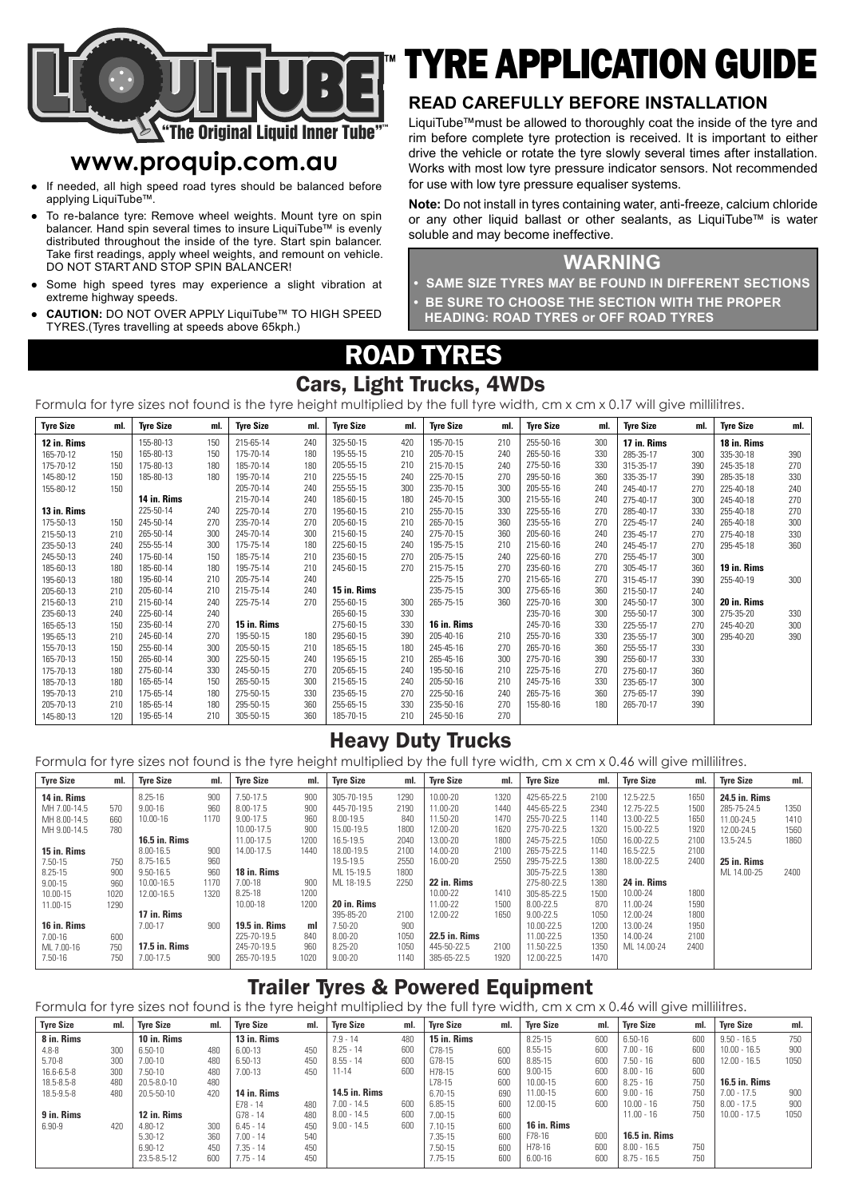# LIQUITUBE™ "The Original Liquid Inner Tube"™

# TYRE APPLICATION GUIDE

**www.proquip.com.au**

- If needed, all high speed road tyres should be balanced before applying LiquiTube™.
- To re-balance tyre: Remove wheel weights. Mount tyre on spin balancer. Hand spin several times to insure LiquiTube™ is evenly distributed throughout the inside of the tyre. Start spin balancer. Take first readings, apply wheel weights, and remount on vehicle. DO NOT START AND STOP SPIN BALANCER!
- Some high speed tyres may experience a slight vibration at extreme highway speeds.
- **CAUTION:** DO NOT OVER APPLY LiquiTube™ TO HIGH SPEED TYRES.(Tyres travelling at speeds above 65kph.)

## READ CAREFULLY BEFORE INSTALLATION

LiquiTube™must be allowed to thoroughly coat the inside of the tyre and rim before complete tyre protection is received. It is important to either drive the vehicle or rotate the tyre slowly several times after installation. Works with most low tyre pressure indicator sensors. Not recommended for use with low tyre pressure equaliser systems.

**Note:** Do not install in tyres containing water, anti-freeze, calcium chloride or any other liquid ballast or other sealants, as LiquiTube™ is water soluble and may become ineffective.

### WARNING

- **SAME SIZE TYRES MAY BE FOUND IN DIFFERENT SECTIONS**
- **BE SURE TO CHOOSE THE SECTION WITH THE PROPER HEADING: ROAD TYRES or OFF ROAD TYRES**

# ROAD TYRES

## Cars, Light Trucks, 4WDs

Formula for tyre sizes not found is the tyre height multiplied by the full tyre width, cm x cm x 0.17 will give millilitres.

| Tyre Size | ml. | Tyre Size | ml. | Tyre Size | ml. | Tyre Size | ml. | Tyre Size | ml. | Tyre Size | ml. | Tyre Size | ml. | Tyre Size | ml. |
|---|---|---|---|---|---|---|---|---|---|---|---|---|---|---|---|
| **12 in. Rims** | | 155-80-13 | 150 | 215-65-14 | 240 | 325-50-15 | 420 | 195-70-15 | 210 | 255-50-16 | 300 | **17 in. Rims** | | **18 in. Rims** | |
| 165-70-12 | 150 | 165-80-13 | 150 | 175-70-14 | 180 | 195-55-15 | 210 | 205-70-15 | 240 | 265-50-16 | 330 | 285-35-17 | 300 | 335-30-18 | 390 |
| 175-70-12 | 150 | 175-80-13 | 180 | 185-70-14 | 180 | 205-55-15 | 210 | 215-70-15 | 240 | 275-50-16 | 330 | 315-35-17 | 390 | 245-35-18 | 270 |
| 145-80-12 | 150 | 185-80-13 | 180 | 195-70-14 | 210 | 225-55-15 | 240 | 225-70-15 | 270 | 295-50-16 | 360 | 335-35-17 | 390 | 285-35-18 | 330 |
| 155-80-12 | 150 | | | 205-70-14 | 240 | 255-55-15 | 300 | 235-70-15 | 300 | 205-55-16 | 240 | 245-40-17 | 270 | 225-40-18 | 240 |
| | | **14 in. Rims** | | 215-70-14 | 240 | 185-60-15 | 180 | 245-70-15 | 300 | 215-55-16 | 240 | 275-40-17 | 300 | 245-40-18 | 270 |
| **13 in. Rims** | | 225-50-14 | 240 | 225-70-14 | 270 | 195-60-15 | 210 | 255-70-15 | 330 | 225-55-16 | 270 | 285-40-17 | 330 | 255-40-18 | 270 |
| 175-50-13 | 150 | 245-50-14 | 270 | 235-70-14 | 270 | 205-60-15 | 210 | 265-70-15 | 360 | 235-55-16 | 270 | 225-45-17 | 240 | 265-40-18 | 300 |
| 215-50-13 | 210 | 265-50-14 | 300 | 245-70-14 | 300 | 215-60-15 | 240 | 275-70-15 | 360 | 205-60-16 | 240 | 235-45-17 | 270 | 275-40-18 | 330 |
| 235-50-13 | 240 | 255-55-14 | 300 | 175-75-14 | 180 | 225-60-15 | 240 | 195-75-15 | 210 | 215-60-16 | 240 | 245-45-17 | 270 | 295-45-18 | 360 |
| 245-50-13 | 240 | 175-60-14 | 150 | 185-75-14 | 210 | 235-60-15 | 270 | 205-75-15 | 240 | 225-60-16 | 270 | 255-45-17 | 300 | | |
| 185-60-13 | 180 | 185-60-14 | 180 | 195-75-14 | 210 | 245-60-15 | 270 | 215-75-15 | 270 | 235-60-16 | 270 | 305-45-17 | 360 | **19 in. Rims** | |
| 195-60-13 | 180 | 195-60-14 | 210 | 205-75-14 | 240 | | | 225-75-15 | 270 | 215-65-16 | 270 | 315-45-17 | 390 | 255-40-19 | 300 |
| 205-60-13 | 210 | 205-60-14 | 210 | 215-75-14 | 240 | **15 in. Rims** | | 235-75-15 | 300 | 275-65-16 | 360 | 215-50-17 | 240 | | |
| 215-60-13 | 210 | 215-60-14 | 240 | 225-75-14 | 270 | 255-60-15 | 300 | 265-75-15 | 360 | 225-70-16 | 300 | 245-50-17 | 300 | **20 in. Rims** | |
| 235-60-13 | 240 | 225-60-14 | 240 | | | 265-60-15 | 330 | | | 235-70-16 | 300 | 255-50-17 | 300 | 275-35-20 | 330 |
| 165-65-13 | 150 | 235-60-14 | 270 | **15 in. Rims** | | 275-60-15 | 330 | **16 in. Rims** | | 245-70-16 | 330 | 225-55-17 | 270 | 245-40-20 | 300 |
| 195-65-13 | 210 | 245-60-14 | 270 | 195-50-15 | 180 | 295-60-15 | 390 | 205-40-16 | 210 | 255-70-16 | 330 | 235-55-17 | 300 | 295-40-20 | 390 |
| 155-70-13 | 150 | 255-60-14 | 300 | 205-50-15 | 210 | 185-65-15 | 180 | 245-45-16 | 270 | 265-70-16 | 360 | 255-55-17 | 330 | | |
| 165-70-13 | 150 | 265-60-14 | 300 | 225-50-15 | 240 | 195-65-15 | 210 | 265-45-16 | 300 | 275-70-16 | 390 | 255-60-17 | 330 | | |
| 175-70-13 | 180 | 275-60-14 | 330 | 245-50-15 | 270 | 205-65-15 | 240 | 195-50-16 | 210 | 225-75-16 | 270 | 275-60-17 | 360 | | |
| 185-70-13 | 180 | 165-65-14 | 150 | 265-50-15 | 300 | 215-65-15 | 240 | 205-50-16 | 210 | 245-75-16 | 330 | 235-65-17 | 300 | | |
| 195-70-13 | 210 | 175-65-14 | 180 | 275-50-15 | 330 | 235-65-15 | 270 | 225-50-16 | 240 | 265-75-16 | 360 | 275-65-17 | 390 | | |
| 205-70-13 | 210 | 185-65-14 | 180 | 295-50-15 | 360 | 255-65-15 | 330 | 235-50-16 | 270 | 155-80-16 | 180 | 265-70-17 | 390 | | |
| 145-80-13 | 120 | 195-65-14 | 210 | 305-50-15 | 360 | 185-70-15 | 210 | 245-50-16 | 270 | | | | | | |

## Heavy Duty Trucks

Formula for tyre sizes not found is the tyre height multiplied by the full tyre width, cm x cm x 0.46 will give millilitres.

| Tyre Size | ml. | Tyre Size | ml. | Tyre Size | ml. | Tyre Size | ml. | Tyre Size | ml. | Tyre Size | ml. | Tyre Size | ml. | Tyre Size | ml. |
|---|---|---|---|---|---|---|---|---|---|---|---|---|---|---|---|
| **14 in. Rims** | | 8.25-16 | 900 | 7.50-17.5 | 900 | 305-70-19.5 | 1290 | 10.00-20 | 1320 | 425-65-22.5 | 2100 | 12.5-22.5 | 1650 | **24.5 in. Rims** | |
| MH 7.00-14.5 | 570 | 9.00-16 | 960 | 8.00-17.5 | 900 | 445-70-19.5 | 2190 | 11.00-20 | 1440 | 445-65-22.5 | 2340 | 12.75-22.5 | 1500 | 285-75-24.5 | 1350 |
| MH 8.00-14.5 | 660 | 10.00-16 | 1170 | 9.00-17.5 | 960 | 8.00-19.5 | 840 | 11.50-20 | 1470 | 255-70-22.5 | 1140 | 13.00-22.5 | 1650 | 11.00-24.5 | 1410 |
| MH 9.00-14.5 | 780 | | | 10.00-17.5 | 900 | 15.00-19.5 | 1800 | 12.00-20 | 1620 | 275-70-22.5 | 1320 | 15.00-22.5 | 1920 | 12.00-24.5 | 1560 |
| | | **16.5 in. Rims** | | 11.00-17.5 | 1200 | 16.5-19.5 | 2040 | 13.00-20 | 1800 | 245-75-22.5 | 1050 | 16.00-22.5 | 2100 | 13.5-24.5 | 1860 |
| **15 in. Rims** | | 8.00-16.5 | 900 | 14.00-17.5 | 1440 | 18.00-19.5 | 2100 | 14.00-20 | 2100 | 265-75-22.5 | 1140 | 16.5-22.5 | 2100 | | |
| 7.50-15 | 750 | 8.75-16.5 | 960 | | | 19.5-19.5 | 2550 | 16.00-20 | 2550 | 295-75-22.5 | 1380 | 18.00-22.5 | 2400 | **25 in. Rims** | |
| 8.25-15 | 900 | 9.50-16.5 | 960 | **18 in. Rims** | | ML 15-19.5 | 1800 | | | 305-75-22.5 | 1380 | | | ML 14.00-25 | 2400 |
| 9.00-15 | 960 | 10.00-16.5 | 1170 | 7.00-18 | 900 | ML 18-19.5 | 2250 | **22 in. Rims** | | 275-80-22.5 | 1380 | **24 in. Rims** | | | |
| 10.00-15 | 1020 | 12.00-16.5 | 1320 | 8.25-18 | 1200 | | | 10.00-22 | 1410 | 305-85-22.5 | 1500 | 10.00-24 | 1800 | | |
| 11.00-15 | 1290 | | | 10.00-18 | 1200 | **20 in. Rims** | | 11.00-22 | 1500 | 8.00-22.5 | 870 | 11.00-24 | 1590 | | |
| | | **17 in. Rims** | | | | 395-85-20 | 2100 | 12.00-22 | 1650 | 9.00-22.5 | 1050 | 12.00-24 | 1800 | | |
| **16 in. Rims** | | 7.00-17 | 900 | **19.5 in. Rims** | **ml** | 7.50-20 | 900 | | | 10.00-22.5 | 1200 | 13.00-24 | 1950 | | |
| 7.00-16 | 600 | | | 225-70-19.5 | 840 | 8.00-20 | 1050 | **22.5 in. Rims** | | 11.00-22.5 | 1350 | 14.00-24 | 2100 | | |
| ML 7.00-16 | 750 | **17.5 in. Rims** | | 245-70-19.5 | 900 | 8.25-20 | 1050 | 445-50-22.5 | 2100 | 11.50-22.5 | 1350 | ML 14.00-24 | 2400 | | |
| 7.50-16 | 750 | 7.00-17.5 | 900 | 265-70-19.5 | 1020 | 9.00-20 | 1140 | 385-65-22.5 | 1920 | 12.00-22.5 | 1470 | | | | |

## Trailer Tyres & Powered Equipment

Formula for tyre sizes not found is the tyre height multiplied by the full tyre width, cm x cm x 0.46 will give millilitres.

| Tyre Size | ml. | Tyre Size | ml. | Tyre Size | ml. | Tyre Size | ml. | Tyre Size | ml. | Tyre Size | ml. | Tyre Size | ml. | Tyre Size | ml. |
|---|---|---|---|---|---|---|---|---|---|---|---|---|---|---|---|
| **8 in. Rims** | | **10 in. Rims** | | **13 in. Rims** | | 7.9 - 14 | 480 | **15 in. Rims** | | 8.25-15 | 600 | 6.50-16 | 600 | 9.50 - 16.5 | 750 |
| 4.8-8 | 300 | 6.50-10 | 480 | 6.00-13 | 450 | 8.25 - 14 | 600 | C78-15 | 600 | 8.55-15 | 600 | 7.00 - 16 | 600 | 10.00 - 16.5 | 900 |
| 5.70-8 | 300 | 7.00-10 | 480 | 6.50-13 | 450 | 8.55 - 14 | 600 | G78-15 | 600 | 8.85-15 | 600 | 7.50 - 16 | 600 | 12.00 - 16.5 | 1050 |
| 16.6-6.5-8 | 300 | 7.50-10 | 480 | 7.00-13 | 450 | 11-14 | 600 | H78-15 | 600 | 9.00-15 | 600 | 8.00 - 16 | 600 | | |
| 18.5-8.5-8 | 480 | 20.5-8.0-10 | 480 | | | | | L78-15 | 600 | 10.00-15 | 600 | 8.25 - 16 | 750 | **16.5 in. Rims** | |
| 18.5-9.5-8 | 480 | 20.5-50-10 | 420 | **14 in. Rims** | | **14.5 in. Rims** | | 6.70-15 | 690 | 11.00-15 | 600 | 9.00 - 16 | 750 | 7.00 - 17.5 | 900 |
| | | | | E78 - 14 | 480 | 7.00 - 14.5 | 600 | 6.85-15 | 600 | 12.00-15 | 600 | 10.00 - 16 | 750 | 8.00 - 17.5 | 900 |
| **9 in. Rims** | | **12 in. Rims** | | G78 - 14 | 480 | 8.00 - 14.5 | 600 | 7.00-15 | 600 | | | 11.00 - 16 | 750 | 10.00 - 17.5 | 1050 |
| 6.90-9 | 420 | 4.80-12 | 300 | 6.45 - 14 | 450 | 9.00 - 14.5 | 600 | 7.10-15 | 600 | **16 in. Rims** | | | | | |
| | | 5.30-12 | 360 | 7.00 - 14 | 540 | | | 7.35-15 | 600 | F78-16 | 600 | **16.5 in. Rims** | | | |
| | | 6.90-12 | 450 | 7.35 - 14 | 450 | | | 7.50-15 | 600 | H78-16 | 600 | 8.00 - 16.5 | 750 | | |
| | | 23.5-8.5-12 | 600 | 7.75 - 14 | 450 | | | 7.75-15 | 600 | 6.00-16 | 600 | 8.75 - 16.5 | 750 | | |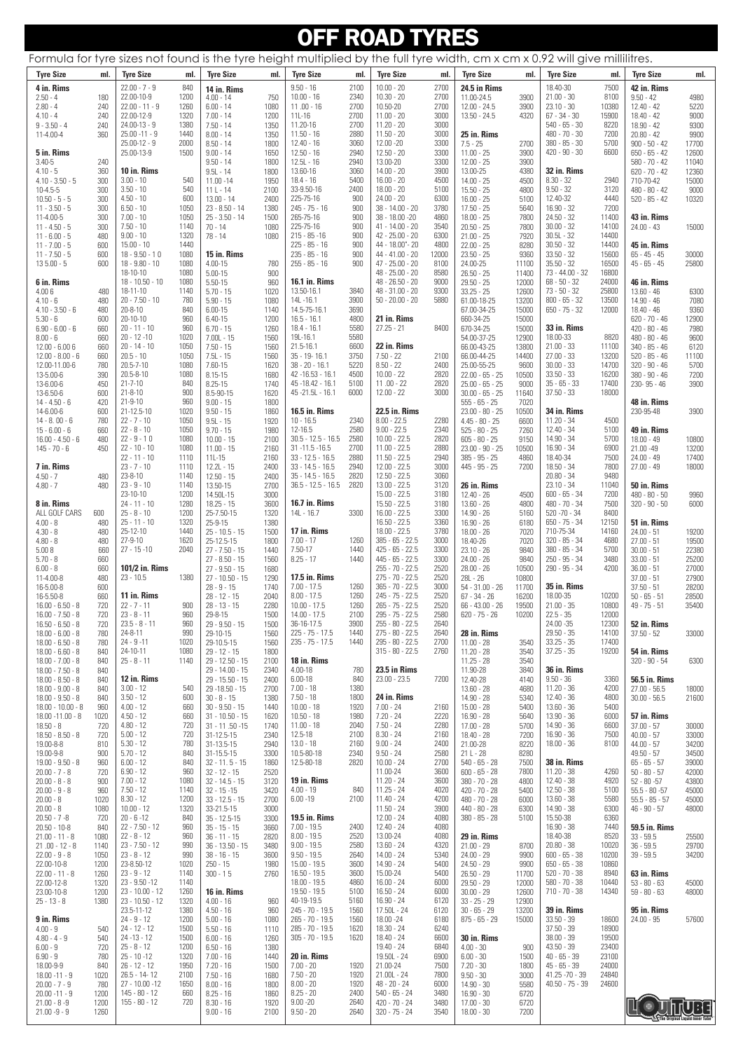# OFF ROAD TYRES

Formula for tyre sizes not found is the tyre height multiplied by the full tyre width, cm x cm x 0.92 will give millilitres.

### 4 in. Rims

| Tyre Size | ml. |
|---|---|
| 2.50 - 4 | 180 |
| 2.80 - 4 | 240 |
| 4.10 - 4 | 240 |
| 9 - 3.50 - 4 | 240 |
| 11-4.00-4 | 360 |

### 5 in. Rims

| Tyre Size | ml. |
|---|---|
| 3.40-5 | 240 |
| 4.10 - 5 | 360 |
| 4.10 - 3.50 - 5 | 300 |
| 10-4.5-5 | 300 |
| 10.50 - 5 - 5 | 300 |
| 11 - 3.50 - 5 | 300 |
| 11-4.00-5 | 300 |
| 11 - 4.50 - 5 | 300 |
| 11 - 6.00 - 5 | 480 |
| 11 - 7.00 - 5 | 600 |
| 11 - 7.50 - 5 | 600 |
| 13 5.00 - 5 | 600 |

### 6 in. Rims

| Tyre Size | ml. |
|---|---|
| 4.00 6 | 480 |
| 4.10 - 6 | 480 |
| 4.10 - 3.50 - 6 | 480 |
| 5.30 - 6 | 600 |
| 6.90 - 6.00 - 6 | 660 |
| 8.00 - 6 | 660 |
| 12.00 - 6.00 6 | 660 |
| 12.00 - 8.00 - 6 | 660 |
| 12.00-11.00-6 | 780 |
| 13-5.00-6 | 390 |
| 13-6.00-6 | 450 |
| 13-6.50-6 | 600 |
| 14 - 4.50 - 6 | 420 |
| 14-6.00-6 | 600 |
| 14 - 8. 00 - 6 | 780 |
| 15 - 6.00 - 6 | 660 |
| 16.00 - 4.50 - 6 | 480 |
| 145 - 70 - 6 | 450 |

### 7 in. Rims

| Tyre Size | ml. |
|---|---|
| 4.50 - 7 | 480 |
| 4.80 - 7 | 480 |

### 8 in. Rims

| Tyre Size | ml. |
|---|---|
| ALL GOLF CARS | 600 |
| 4.00 - 8 | 480 |
| 4.30 - 8 | 480 |
| 4.80 - 8 | 480 |
| 5.00 8 | 660 |
| 5.70 - 8 | 660 |
| 6.00 - 8 | 660 |
| 16-4.00-8 | 600 |
| 16-5.00-8 | 600 |
| 16-5.50-8 | 660 |
| 16.00 - 6.50 - 8 | 720 |
| 16.00 - 7.50 - 8 | 720 |
| 16.50 - 6.50 - 8 | 720 |
| 18.00 - 6.00 - 8 | 780 |
| 18.00 - 6.50 - 8 | 780 |
| 18.00 - 6.60 - 8 | 840 |
| 18.00 - 7.00 - 8 | 840 |
| 18.00 - 7.50 - 8 | 840 |
| 18.00 - 8.50 - 8 | 840 |
| 18.00 - 9.00 - 8 | 840 |
| 18.00 - 9.50 - 8 | 840 |
| 18.00 - 10.00 - 8 | 960 |
| 18.00 -11.00 - 8 | 1020 |
| 18.50 - 8 | 720 |
| 18.50 - 8.50 - 8 | 720 |
| 19.00-8-8 | 810 |
| 19.00-9-8 | 900 |
| 19.00 - 9.50 - 8 | 960 |
| 20.00 - 7 - 8 | 720 |
| 20.00 - 8 - 8 | 900 |
| 20.00 - 9 - 8 | 960 |
| 20.00 - 8 | 1020 |
| 20.00 - 8 | 1080 |
| 20.50 - 7 -8 | 720 |
| 20.50 - 10-8 | 840 |
| 21.00 - 11 - 8 | 1080 |
| 21 .00 - 12 - 8 | 1140 |
| 22.00 - 9 - 8 | 1050 |
| 22.00-10-8 | 1200 |
| 22.00 - 11 - 8 | 1260 |
| 22.00-12-8 | 1320 |
| 23.00-10-8 | 1200 |
| 25 - 13 - 8 | 1380 |

### 9 in. Rims

| Tyre Size | ml. |
|---|---|
| 4.00 - 9 | 540 |
| 4.80 - 4 - 9 | 540 |
| 6.00 - 9 | 720 |
| 6.90 - 9 | 780 |
| 18.00-9-9 | 840 |
| 18.00 -11 - 9 | 1020 |
| 20.00 - 7 - 9 | 780 |
| 20.00 -11 - 9 | 1200 |
| 21.00 - 8 - 9 | 1200 |
| 21.00 -9 - 9 | 1260 |
| 22.00 - 7 - 9 | 840 |
| 22.00-10-9 | 1200 |
| 22.00 - 11 - 9 | 1260 |
| 22.00-12-9 | 1320 |
| 24.00-13 - 9 | 1380 |
| 25.00 -11 - 9 | 1440 |
| 25.00-12 - 9 | 2000 |
| 25.00-13-9 | 1500 |

### 10 in. Rims

| Tyre Size | ml. |
|---|---|
| 3.00 - 10 | 540 |
| 3.50 - 10 | 540 |
| 4.50 - 10 | 600 |
| 6.50 - 10 | 1050 |
| 7.00 - 10 | 1050 |
| 7.50 - 10 | 1140 |
| 9.00 - 10 | 1320 |
| 15.00 - 10 | 1440 |
| 18 - 9.50 - 1 0 | 1080 |
| 18 - 9.80 - 10 | 1080 |
| 18-10-10 | 1080 |
| 18 - 10.50 - 10 | 1080 |
| 18-11-10 | 1140 |
| 20 - 7.50 - 10 | 780 |
| 20-8-10 | 840 |
| 20-10-10 | 960 |
| 20 - 11 - 10 | 960 |
| 20 - 12 -10 | 1020 |
| 20 - 14 - 10 | 1050 |
| 20.5 - 10 | 1050 |
| 20.5-7-10 | 1080 |
| 20.5-8-10 | 1080 |
| 21-7-10 | 840 |
| 21-8-10 | 960 |
| 21-9-10 | 960 |
| 21-12.5-10 | 1020 |
| 22 - 7 - 10 | 1050 |
| 22 - 8 - 10 | 1050 |
| 22 - 9 - 1 0 | 1080 |
| 22 - 10 - 10 | 1080 |
| 22 - 11 - 10 | 1110 |
| 23 - 7 - 10 | 1110 |
| 23-8-10 | 1140 |
| 23 - 9 - 10 | 1140 |
| 23-10-10 | 1200 |
| 24 - 11 - 10 | 1280 |
| 25 - 8 - 10 | 1200 |
| 25 - 11 - 10 | 1320 |
| 25-12-10 | 1440 |
| 27-9-10 | 1620 |
| 27 - 15 -10 | 2040 |

### 101/2 in. Rims

| Tyre Size | ml. |
|---|---|
| 23 - 10.5 | 1380 |

### 11 in. Rims

| Tyre Size | ml. |
|---|---|
| 22 - 7 - 11 | 900 |
| 23 - 8 - 11 | 960 |
| 23.5 - 8 - 11 | 960 |
| 24-8-11 | 990 |
| 24 - 9 -11 | 1020 |
| 24-10-11 | 1080 |
| 25 - 8 - 11 | 1140 |

### 12 in. Rims

| Tyre Size | ml. |
|---|---|
| 3.00 - 12 | 540 |
| 3.50 - 12 | 600 |
| 4.00 - 12 | 660 |
| 4.50 - 12 | 660 |
| 4.80 - 12 | 720 |
| 5.00 - 12 | 720 |
| 5.30 - 12 | 780 |
| 5.70 - 12 | 840 |
| 6.00 - 12 | 840 |
| 6.90 - 12 | 960 |
| 7.00 - 12 | 1080 |
| 7.50 - 12 | 1140 |
| 8.30 - 12 | 1200 |
| 10.00 - 12 | 1320 |
| 20 - 6 -12 | 840 |
| 22 - 7.50 - 12 | 960 |
| 22 - 8 - 12 | 960 |
| 23 - 7.50 - 12 | 990 |
| 23 - 8 - 12 | 990 |
| 23-8.50-12 | 1020 |
| 23 - 9 - 12 | 1140 |
| 23 - 9.50 -12 | 1140 |
| 23 - 10.00 - 12 | 1260 |
| 23 - 10.50 - 12 | 1320 |
| 23.5-11-12 | 1380 |
| 24 - 9 - 12 | 1200 |
| 24 - 12 - 12 | 1500 |
| 24 -13 - 12 | 1500 |
| 25 - 8 - 12 | 1200 |
| 25 - 10 -12 | 1320 |
| 26 - 12 - 12 | 1950 |
| 26.5 - 14- 12 | 2100 |
| 27 - 10.00 -12 | 1650 |
| 145 - 80 - 12 | 660 |
| 155 - 80 - 12 | 720 |

### 14 in. Rims

| Tyre Size | ml. |
|---|---|
| 4.00 - 14 | 750 |
| 6.00 - 14 | 1080 |
| 7.00 - 14 | 1260 |
| 7.50 - 14 | 1350 |
| 8.00 - 14 | 1350 |
| 8.50 - 14 | 1800 |
| 9.00 - 14 | 1650 |
| 9.50 - 14 | 1800 |
| 9.5L - 14 | 1800 |
| 11.00 -14 | 1950 |
| 11 L - 14 | 2100 |
| 13.00 - 14 | 2400 |
| 23 - 8.50 - 14 | 1380 |
| 25 - 3.50 - 14 | 1500 |
| 70 - 14 | 1080 |
| 78 - 14 | 1080 |

### 15 in. Rims

| Tyre Size | ml. |
|---|---|
| 4.00-15 | 780 |
| 5.00-15 | 900 |
| 5.50-15 | 960 |
| 5.70 - 15 | 1020 |
| 5.90 - 15 | 1080 |
| 6.00-15 | 1140 |
| 6.40-15 | 1200 |
| 6.70 - 15 | 1260 |
| 7.00L - 15 | 1560 |
| 7.50 - 15 | 1560 |
| 7.5L - 15 | 1560 |
| 7.60-15 | 1620 |
| 8.15-15 | 1680 |
| 8.25-15 | 1740 |
| 8.5-90-15 | 1620 |
| 9.00 - 15 | 1800 |
| 9.50 - 15 | 1800 |
| 9.5L - 15 | 1920 |
| 9.70 - 15 | 1980 |
| 10.00 - 15 | 2100 |
| 11.00 - 15 | 2160 |
| 11L-15 | 2160 |
| 12.2L - 15 | 2400 |
| 12.50 - 15 | 2400 |
| 13.50-15 | 2700 |
| 14.50L-15 | 3000 |
| 18.25 - 15 | 3600 |
| 25-7.50-15 | 1320 |
| 25-9-15 | 1380 |
| 25 - 10.5 - 15 | 1500 |
| 25-12.5-15 | 1800 |
| 27 - 7.50 - 15 | 1440 |
| 27 - 8.50 - 15 | 1560 |
| 27 - 9.50 - 15 | 1680 |
| 27 - 10.50 - 15 | 1290 |
| 28 - 9 - 15 | 1740 |
| 28 - 12 - 15 | 2040 |
| 28 - 13 - 15 | 2280 |
| 29-8-15 | 1500 |
| 29 - 9.50 - 15 | 1500 |
| 29-10-15 | 1560 |
| 29-10.5-15 | 1560 |
| 29 - 12 - 15 | 1800 |
| 29 - 12.50 - 15 | 2100 |
| 29 - 14.00 - 15 | 2340 |
| 29 - 15.50 - 15 | 2400 |
| 29-18.50 - 15 | 2700 |
| 30 - 8 - 15 | 1380 |
| 30 - 9.50 - 15 | 1440 |
| 31 - 10.50 - 15 | 1620 |
| 31 - 11 .50 -15 | 1740 |
| 31-12.5-15 | 2340 |
| 31-13.5-15 | 2940 |
| 31-15.5-15 | 3300 |
| 32 - 11 .5 - 15 | 1860 |
| 32 - 12 - 15 | 2520 |
| 32 - 14.5 - 15 | 3120 |
| 32 - 15 -15 | 3420 |
| 33 - 12.5 - 15 | 2700 |
| 33-21.5-15 | 3000 |
| 35 - 12.5-15 | 3300 |
| 35 - 15 - 15 | 3660 |
| 36 - 11 - 15 | 2820 |
| 36 - 13.50 - 15 | 3480 |
| 38 - 16 - 15 | 3600 |
| 250 - 15 | 1980 |
| 300 - 15 | 2760 |

### 16 in. Rims

| Tyre Size | ml. |
|---|---|
| 4.00 - 16 | 960 |
| 4.50 - 16 | 960 |
| 5.00 - 16 | 1080 |
| 5.50 - 16 | 1110 |
| 6.00 - 16 | 1260 |
| 6.50 - 16 | 1380 |
| 7.00 - 16 | 1440 |
| 7.20 - 16 | 1500 |
| 7.50 - 16 | 1680 |
| 8.00 - 16 | 1800 |
| 8.25 - 16 | 1860 |
| 8.30 - 16 | 1920 |
| 9.00 - 16 | 2100 |
| 9.50 - 16 | 2100 |
| 10.00 - 16 | 2340 |
| 11 .00 - 16 | 2700 |
| 11L-16 | 2700 |
| 11.20-16 | 2700 |
| 11.50 - 16 | 2880 |
| 12.40 - 16 | 3060 |
| 12.50 - 16 | 2940 |
| 12.5L - 16 | 2940 |
| 13.60-16 | 3060 |
| 18.4 - 16 | 5400 |
| 33-9.50-16 | 2400 |
| 225-75-16 | 900 |
| 245 - 75 - 16 | 900 |
| 265-75-16 | 900 |
| 225-75-16 | 900 |
| 215 - 85 -16 | 900 |
| 225 - 85 - 16 | 900 |
| 235 - 85 - 16 | 900 |
| 255 - 85 - 16 | 900 |

### 16.1 in. Rims

| Tyre Size | ml. |
|---|---|
| 13.50-16.1 | 3840 |
| 14L-16.1 | 3900 |
| 14.5-75-16.1 | 3690 |
| 16.5 - 16.1 | 4800 |
| 18.4 - 16.1 | 5580 |
| 19L-16.1 | 5580 |
| 21.5-16.1 | 6600 |
| 35 - 19- 16.1 | 3750 |
| 38 - 20 - 16.1 | 5220 |
| 42 -16.53 - 16.1 | 4500 |
| 45 -18.42 - 16.1 | 5100 |
| 45 -21.5L - 16.1 | 6000 |

### 16.5 in. Rims

| Tyre Size | ml. |
|---|---|
| 10 - 16.5 | 2340 |
| 12-16.5 | 2580 |
| 30.5 - 12.5 - 16.5 | 2580 |
| 31 -11.5 -16.5 | 2700 |
| 33 - 12.5 - 16.5 | 2880 |
| 33 - 14.5 - 16.5 | 2940 |
| 35 - 14.5 - 16.5 | 2400 |
| 36.5 - 12.5 - 16.5 | 2820 |

### 16.7 in. Rims

| Tyre Size | ml. |
|---|---|
| 14L - 16.7 | 3300 |

### 17 in. Rims

| Tyre Size | ml. |
|---|---|
| 7.00 - 17 | 1260 |
| 7.50-17 | 1440 |
| 8.25 - 17 | 1440 |

### 17.5 in. Rims

| Tyre Size | ml. |
|---|---|
| 7.00 - 17.5 | 1260 |
| 8.00 - 17.5 | 1260 |
| 10.00 - 17.5 | 1260 |
| 14.00 - 17.5 | 2100 |
| 36-16-17.5 | 3900 |
| 225 - 75 - 17.5 | 1440 |
| 235 - 75 - 17.5 | 1440 |

### 18 in. Rims

| Tyre Size | ml. |
|---|---|
| 4.00-18 | 780 |
| 6.00-18 | 840 |
| 7.00 - 18 | 1380 |
| 7.50 - 18 | 1800 |
| 10.00 - 18 | 1920 |
| 10.50 - 18 | 1980 |
| 11.00 - 18 | 2040 |
| 12.5-18 | 2100 |
| 13.0 - 18 | 2160 |
| 10.5-80-18 | 2340 |
| 12.5-80-18 | 2820 |

### 19 in. Rims

| Tyre Size | ml. |
|---|---|
| 4.00 - 19 | 840 |
| 6.00 -19 | 2100 |

### 19.5 in. Rims

| Tyre Size | ml. |
|---|---|
| 7.00 - 19.5 | 2400 |
| 8.00 - 19.5 | 2520 |
| 9.00 - 19.5 | 2580 |
| 9.50 - 19.5 | 2640 |
| 15.00 - 19.5 | 3600 |
| 16.50 - 19.5 | 3600 |
| 18.00 - 19.5 | 4860 |
| 19.50 - 19.5 | 5100 |
| 40-19-19.5 | 5160 |
| 245 -70 - 19.5 | 1560 |
| 265 - 70 - 19.5 | 1560 |
| 285 - 70 - 19.5 | 1620 |
| 305 - 70 - 19.5 | 1620 |

### 20 in. Rims

| Tyre Size | ml. |
|---|---|
| 7.00 - 20 | 1920 |
| 7.50 - 20 | 1920 |
| 8.00 - 20 | 1920 |
| 8.25 - 20 | 2400 |
| 9.00 -20 | 2640 |
| 9.50 - 20 | 2640 |
| 10.00 - 20 | 2700 |
| 10.30 - 20 | 2700 |
| 10.50-20 | 2700 |
| 11.00 - 20 | 3000 |
| 11.20 - 20 | 3000 |
| 11.50 - 20 | 3000 |
| 12.00 -20 | 3300 |
| 12.50 - 20 | 3300 |
| 13.00-20 | 3300 |
| 14.00 - 20 | 3900 |
| 16.00 - 20 | 4500 |
| 18.00 - 20 | 5100 |
| 24.00 - 20 | 6300 |
| 38 - 14.00 - 20 | 3780 |
| 38 - 18.00 -20 | 4860 |
| 41 - 14.00 - 20 | 3540 |
| 42 - 25.00 - 20 | 6300 |
| 44 - 18.00" - 20 | 4800 |
| 44 - 41.00 - 20 | 12000 |
| 47 - 25.00 - 20 | 8100 |
| 48 - 25.00 - 20 | 8580 |
| 48 - 26.50 - 20 | 9000 |
| 48 - 31.00 - 20 | 9300 |
| 50 - 20.00 - 20 | 5880 |

### 21 in. Rims

| Tyre Size | ml. |
|---|---|
| 27.25 - 21 | 8400 |

### 22 in. Rims

| Tyre Size | ml. |
|---|---|
| 7.50 - 22 | 2100 |
| 8.50 - 22 | 2400 |
| 10.00 - 22 | 2820 |
| 11 .00 - 22 | 2820 |
| 12.00 - 22 | 3000 |

### 22.5 in. Rims

| Tyre Size | ml. |
|---|---|
| 8.00 - 22.5 | 2280 |
| 9.00 - 22.5 | 2340 |
| 10.00 - 22.5 | 2820 |
| 11.00 - 22.5 | 2880 |
| 11.50 - 22.5 | 2940 |
| 12.00 - 22.5 | 3000 |
| 12.50 - 22.5 | 3060 |
| 13.00 - 22.5 | 3120 |
| 15.00 - 22.5 | 3180 |
| 15.50 - 22.5 | 3180 |
| 16.00 - 22.5 | 3300 |
| 16.50 - 22.5 | 3360 |
| 18.00 - 22.5 | 3780 |
| 385 - 65 - 22.5 | 3000 |
| 425 - 65 - 22.5 | 3300 |
| 445 - 65 - 22.5 | 3300 |
| 255 - 70 - 22.5 | 2520 |
| 275 - 70 - 22.5 | 2520 |
| 365 - 70 - 22.5 | 3000 |
| 245 - 75 - 22.5 | 2520 |
| 265 - 75 - 22.5 | 2520 |
| 295 - 75 - 22.5 | 2580 |
| 255 - 80 - 22.5 | 2640 |
| 275 - 80 - 22.5 | 2640 |
| 295 - 80 - 22.5 | 2700 |
| 315 - 80 - 22.5 | 2760 |

### 23.5 in Rims

| Tyre Size | ml. |
|---|---|
| 23.00 - 23.5 | 7200 |

### 24 in. Rims

| Tyre Size | ml. |
|---|---|
| 7.00 - 24 | 2160 |
| 7.20 - 24 | 2220 |
| 7.50 - 24 | 2280 |
| 8.30 - 24 | 2160 |
| 9.00 - 24 | 2400 |
| 9.50 - 24 | 2580 |
| 10.00 - 24 | 2700 |
| 11.00-24 | 3600 |
| 11.20 - 24 | 3600 |
| 11.25 - 24 | 4020 |
| 11.40 - 24 | 4200 |
| 11.50 - 24 | 3900 |
| 12.00 - 24 | 4080 |
| 12.40 - 24 | 4080 |
| 13.00-24 | 4080 |
| 13.60 - 24 | 4320 |
| 14.00 - 24 | 5340 |
| 14.90 - 24 | 5400 |
| 15.00-24 | 5400 |
| 16.00 - 24 | 6000 |
| 16.50 - 24 | 6000 |
| 16.90 - 24 | 6120 |
| 17.50L - 24 | 6120 |
| 18.00 -24 | 6180 |
| 18.30 - 24 | 6240 |
| 18.40 - 24 | 6600 |
| 19.40 - 24 | 6840 |
| 19.50L - 24 | 6900 |
| 21.00-24 | 7500 |
| 21.00L - 24 | 7800 |
| 48 - 20 - 24 | 6000 |
| 540 - 65 - 24 | 3480 |
| 420 - 70 - 24 | 3480 |
| 320 - 75 - 24 | 3540 |

### 24.5 in Rims

| Tyre Size | ml. |
|---|---|
| 11.00-24.5 | 3900 |
| 12.00 - 24.5 | 3900 |
| 13.50 - 24.5 | 4320 |

### 25 in. Rims

| Tyre Size | ml. |
|---|---|
| 7.5 - 25 | 2700 |
| 11.00 - 25 | 3900 |
| 12.00 - 25 | 3900 |
| 13.00-25 | 4380 |
| 14.00 - 25 | 4500 |
| 15.50 - 25 | 4800 |
| 16.00 - 25 | 5100 |
| 17.50 - 25 | 5640 |
| 18.00 - 25 | 7800 |
| 20.50 - 25 | 7800 |
| 21.00 - 25 | 7920 |
| 22.00 - 25 | 8280 |
| 23.50 - 25 | 9360 |
| 24.00-25 | 11100 |
| 26.50 - 25 | 11400 |
| 29.50 - 25 | 12000 |
| 33.25 - 25 | 12600 |
| 61.00-18-25 | 13200 |
| 67.00-34-25 | 15000 |
| 660-34-25 | 15000 |
| 670-34-25 | 15000 |
| 54.00-37-25 | 12900 |
| 66.00-43-25 | 13800 |
| 66.00-34-25 | 14400 |
| 25.00-55-25 | 9600 |
| 22.00 - 65 - 25 | 10500 |
| 25.00 - 65 - 25 | 9000 |
| 30.00 - 65 - 25 | 11640 |
| 555 - 65 - 25 | 7020 |
| 23.00 - 80 - 25 | |
| 4.45 - 80 - 25 | 6600 |
| 525 - 80 - 25 | 7260 |
| 605 - 80 - 25 | 9150 |
| 23.00 - 90 - 25 | 10500 |
| 385 - 95 - 25 | 4860 |
| 445 - 95 - 25 | 7200 |

### 26 in. Rims

| Tyre Size | ml. |
|---|---|
| 12.40 - 26 | 4500 |
| 13.60 - 26 | 4800 |
| 14.90 - 26 | 5160 |
| 16.90 - 26 | 6180 |
| 18.00 - 26 | 7020 |
| 18.40-26 | 7020 |
| 23.10 - 26 | 9840 |
| 24.00 - 26 | 9840 |
| 28.00 - 26 | 10500 |
| 28L - 26 | 10800 |
| 54 - 31.00 - 26 | 11700 |
| 67 - 34 - 26 | 16200 |
| 66 - 43.00 - 26 | 19500 |
| 620 - 75 - 26 | 10200 |

### 28 in. Rims

| Tyre Size | ml. |
|---|---|
| 11.00 - 28 | 3540 |
| 11.20 - 28 | 3540 |
| 11.25 - 28 | 3540 |
| 11.90-28 | 3840 |
| 12.40-28 | 4140 |
| 13.60 - 28 | 4680 |
| 14.90 - 28 | 5340 |
| 15.00 - 28 | 5400 |
| 16.90 - 28 | 5640 |
| 17.00 - 28 | 5700 |
| 18.40 - 28 | 7200 |
| 21.00-28 | 8220 |
| 21 L - 28 | 8280 |
| 540 - 65 - 28 | 7500 |
| 600 - 65 - 28 | 7800 |
| 380 - 70 - 28 | 4800 |
| 420 - 70 - 28 | 5400 |
| 480 - 70 - 28 | 6000 |
| 440 - 80 - 28 | 4800 |
| 380 - 85 - 28 | 5100 |

### 29 in. Rims

| Tyre Size | ml. |
|---|---|
| 21.00 - 29 | 8700 |
| 24.00 - 29 | 9900 |
| 24.50 - 29 | 9900 |
| 26.50 - 29 | 11700 |
| 29.50 - 29 | 12000 |
| 30.00 - 29 | 12600 |
| 33 - 25 - 29 | 12900 |
| 30 - 65 - 29 | 13200 |
| 875 - 65 - 29 | 15000 |

### 30 in. Rims

| Tyre Size | ml. |
|---|---|
| 4.00 - 30 | 900 |
| 6.00 - 30 | 1500 |
| 7.20 - 30 | 1800 |
| 9.50 - 30 | 3000 |
| 14.90 - 30 | 5580 |
| 16.90 - 30 | 6720 |
| 17.00 - 30 | 6720 |
| 18.00 - 30 | 7200 |
| 18.40-30 | 7500 |
| 21.00 - 30 | 8100 |
| 23.10 - 30 | 10380 |
| 67 - 34 - 30 | 15900 |
| 540 - 65 - 30 | 8220 |
| 480 - 70 - 30 | 7200 |
| 380 - 85 - 30 | 5700 |
| 420 - 90 - 30 | 6600 |

### 32 in. Rims

| Tyre Size | ml. |
|---|---|
| 8.30 - 32 | 2940 |
| 9.50 - 32 | 3120 |
| 12.40-32 | 4440 |
| 16.90 - 32 | 7200 |
| 24.50 - 32 | 11400 |
| 30.00 - 32 | 14100 |
| 30.5L - 32 | 14400 |
| 30.50 - 32 | 14400 |
| 33.50 - 32 | 15600 |
| 35.50 - 32 | 16500 |
| 73 - 44.00 - 32 | 16800 |
| 68 - 50 - 32 | 24000 |
| 73 - 50 - 32 | 25800 |
| 800 - 65 - 32 | 13500 |
| 650 - 75 - 32 | 12000 |

### 33 in. Rims

| Tyre Size | ml. |
|---|---|
| 18.00-33 | 8820 |
| 21.00 - 33 | 11100 |
| 27.00 - 33 | 13200 |
| 30.00 - 33 | 14700 |
| 33.50 - 33 | 16200 |
| 35 - 65 - 33 | 17400 |
| 37.50 - 33 | 18000 |

### 34 in. Rims

| Tyre Size | ml. |
|---|---|
| 11.20 - 34 | 4500 |
| 12.40 - 34 | 5100 |
| 14.90 - 34 | 5700 |
| 16.90 - 34 | 6900 |
| 18.40-34 | 7500 |
| 18.50 - 34 | 7800 |
| 20.80 - 34 | 9480 |
| 23.10 - 34 | 11040 |
| 600 - 65 - 34 | 7200 |
| 480 - 70 - 34 | 7500 |
| 520 -70 - 34 | 8400 |
| 650 - 75 - 34 | 12150 |
| 710-75-34 | 14160 |
| 320 - 85 - 34 | 4680 |
| 380 - 85 - 34 | 5700 |
| 250 - 95 - 34 | 3480 |
| 290 - 95 - 34 | 4200 |

### 35 in. Rims

| Tyre Size | ml. |
|---|---|
| 18.00-35 | 10200 |
| 21.00 - 35 | 10800 |
| 22.5 - 35 | 12000 |
| 24.00 -35 | 12300 |
| 29.50 - 35 | 14100 |
| 33.25 - 35 | 17400 |
| 37.25 - 35 | 19200 |

### 36 in. Rims

| Tyre Size | ml. |
|---|---|
| 9.50 - 36 | 3360 |
| 11.20 - 36 | 4200 |
| 12.40 - 36 | 4800 |
| 13.60 - 36 | 5400 |
| 13.90 - 36 | 6000 |
| 14.90 - 36 | 6600 |
| 16.90 - 36 | 7500 |
| 18.00 - 36 | 8100 |

### 38 in. Rims

| Tyre Size | ml. |
|---|---|
| 11.20 - 38 | 4260 |
| 12.40 - 38 | 4920 |
| 12.50 - 38 | 5100 |
| 13.60 - 38 | 5580 |
| 14.90 - 38 | 6300 |
| 15.50-38 | 6360 |
| 16.90 - 38 | 7440 |
| 18.40-38 | 8520 |
| 20.80 - 38 | 10020 |
| 600 - 65 - 38 | 10200 |
| 650 - 65 - 38 | 10860 |
| 520 - 70 - 38 | 8940 |
| 580 - 70 - 38 | 10440 |
| 710 - 70 - 38 | 14340 |

### 39 in. Rims

| Tyre Size | ml. |
|---|---|
| 33.50 - 39 | 18600 |
| 37.50 - 39 | 18900 |
| 38.00 - 39 | 19500 |
| 43.50 - 39 | 23400 |
| 40 - 65 - 39 | 23100 |
| 45 - 65 - 39 | 24000 |
| 41.25 -70 - 39 | 24840 |
| 40.50 - 75 - 39 | 24600 |

### 42 in. Rims

| Tyre Size | ml. |
|---|---|
| 9.50 - 42 | 4980 |
| 12.40 - 42 | 5220 |
| 18.40 - 42 | 9000 |
| 18.90 - 42 | 9300 |
| 20.80 - 42 | 9900 |
| 900 - 50 - 42 | 17700 |
| 650 - 65 - 42 | 12600 |
| 580 - 70 - 42 | 11040 |
| 620 - 70 - 42 | 12360 |
| 710-70-42 | 15000 |
| 480 - 80 - 42 | 9000 |
| 520 - 85 - 42 | 10320 |

### 43 in. Rims

| Tyre Size | ml. |
|---|---|
| 24.00 - 43 | 15000 |

### 45 in. Rims

| Tyre Size | ml. |
|---|---|
| 65 - 45 - 45 | 30000 |
| 45 - 65 - 45 | 25800 |

### 46 in. Rims

| Tyre Size | ml. |
|---|---|
| 13.60 - 46 | 6300 |
| 14.90 - 46 | 7080 |
| 18.40 - 46 | 9360 |
| 620 - 70 - 46 | 12900 |
| 420 - 80 - 46 | 7980 |
| 480 - 80 - 46 | 9600 |
| 340 - 85 - 46 | 6120 |
| 520 - 85 - 46 | 11100 |
| 320 - 90 - 46 | 5700 |
| 380 - 90 - 46 | 7200 |
| 230- 95 - 46 | 3900 |

### 48 in. Rims

| Tyre Size | ml. |
|---|---|
| 230-95-48 | 3900 |

### 49 in. Rims

| Tyre Size | ml. |
|---|---|
| 18.00 - 49 | 10800 |
| 21.00 -49 | 13200 |
| 24.00 - 49 | 17400 |
| 27.00 - 49 | 18000 |

### 50 in. Rims

| Tyre Size | ml. |
|---|---|
| 480 - 80 - 50 | 9960 |
| 320 - 90 - 50 | 6000 |

### 51 in. Rims

| Tyre Size | ml. |
|---|---|
| 24.00 - 51 | 19200 |
| 27.00 - 51 | 19500 |
| 30.00 - 51 | 22380 |
| 33.00 - 51 | 25200 |
| 36.00 - 51 | 27000 |
| 37.00 - 51 | 27900 |
| 37.50 - 51 | 28200 |
| 50 - 65 - 51 | 28500 |
| 49 - 75 - 51 | 35400 |

### 52 in. Rims

| Tyre Size | ml. |
|---|---|
| 37.50 - 52 | 33000 |

### 54 in. Rims

| Tyre Size | ml. |
|---|---|
| 320 - 90 - 54 | 6300 |

### 56.5 in. Rims

| Tyre Size | ml. |
|---|---|
| 27.00 - 56.5 | 18000 |
| 30.00 - 56.5 | 21600 |

### 57 in. Rims

| Tyre Size | ml. |
|---|---|
| 37.00 - 57 | 30000 |
| 40.00 - 57 | 33000 |
| 44.00 - 57 | 34200 |
| 49.50 - 57 | 34500 |
| 65 - 65 - 57 | 39000 |
| 50 - 80 - 57 | 42000 |
| 52 - 80 -57 | 43800 |
| 55.5 - 80 -57 | 45000 |
| 55.5 - 85 - 57 | 45000 |
| 46 - 90 - 57 | 48000 |

### 59.5 in. Rims

| Tyre Size | ml. |
|---|---|
| 33 - 59.5 | 25500 |
| 36 - 59.5 | 29700 |
| 39 - 59.5 | 34200 |

### 63 in. Rims

| Tyre Size | ml. |
|---|---|
| 53 - 80 - 63 | 45000 |
| 59 - 80 - 63 | 48000 |

### 95 in. Rims

| Tyre Size | ml. |
|---|---|
| 24.00 - 95 | 57600 |